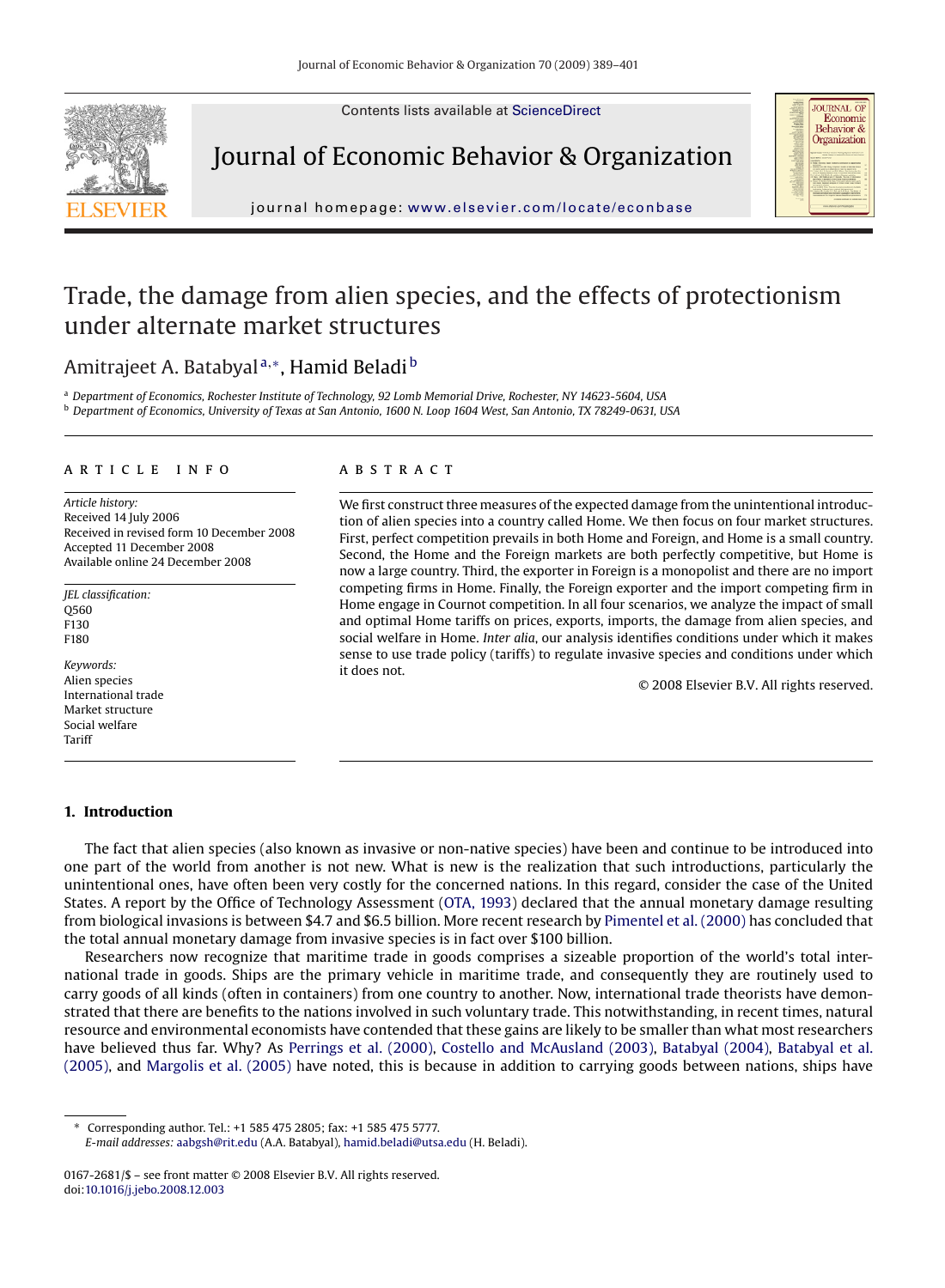# Trade, the damage from alien species, and the effects of protectionism under alternate market structures

Amitrajeet A. Batabyal[a,*], Hamid Beladi[b]

[a] *Department of Economics, Rochester Institute of Technology, 92 Lomb Memorial Drive, Rochester, NY 14623-5604, USA*
[b] *Department of Economics, University of Texas at San Antonio, 1600 N. Loop 1604 West, San Antonio, TX 78249-0631, USA*

## ARTICLE INFO

*Article history:*
Received 14 July 2006
Received in revised form 10 December 2008
Accepted 11 December 2008
Available online 24 December 2008

*JEL classification:*
Q560
F130
F180

*Keywords:*
Alien species
International trade
Market structure
Social welfare
Tariff

## ABSTRACT

We first construct three measures of the expected damage from the unintentional introduction of alien species into a country called Home. We then focus on four market structures. First, perfect competition prevails in both Home and Foreign, and Home is a small country. Second, the Home and the Foreign markets are both perfectly competitive, but Home is now a large country. Third, the exporter in Foreign is a monopolist and there are no import competing firms in Home. Finally, the Foreign exporter and the import competing firm in Home engage in Cournot competition. In all four scenarios, we analyze the impact of small and optimal Home tariffs on prices, exports, imports, the damage from alien species, and social welfare in Home. *Inter alia*, our analysis identifies conditions under which it makes sense to use trade policy (tariffs) to regulate invasive species and conditions under which it does not.

© 2008 Elsevier B.V. All rights reserved.

## 1. Introduction

The fact that alien species (also known as invasive or non-native species) have been and continue to be introduced into one part of the world from another is not new. What is new is the realization that such introductions, particularly the unintentional ones, have often been very costly for the concerned nations. In this regard, consider the case of the United States. A report by the Office of Technology Assessment (OTA, 1993) declared that the annual monetary damage resulting from biological invasions is between \$4.7 and \$6.5 billion. More recent research by Pimentel et al. (2000) has concluded that the total annual monetary damage from invasive species is in fact over \$100 billion.

Researchers now recognize that maritime trade in goods comprises a sizeable proportion of the world's total international trade in goods. Ships are the primary vehicle in maritime trade, and consequently they are routinely used to carry goods of all kinds (often in containers) from one country to another. Now, international trade theorists have demonstrated that there are benefits to the nations involved in such voluntary trade. This notwithstanding, in recent times, natural resource and environmental economists have contended that these gains are likely to be smaller than what most researchers have believed thus far. Why? As Perrings et al. (2000), Costello and McAusland (2003), Batabyal (2004), Batabyal et al. (2005), and Margolis et al. (2005) have noted, this is because in addition to carrying goods between nations, ships have

---

* Corresponding author. Tel.: +1 585 475 2805; fax: +1 585 475 5777.
*E-mail addresses:* aabgsh@rit.edu (A.A. Batabyal), hamid.beladi@utsa.edu (H. Beladi).

0167-2681/\$ – see front matter © 2008 Elsevier B.V. All rights reserved.
doi:10.1016/j.jebo.2008.12.003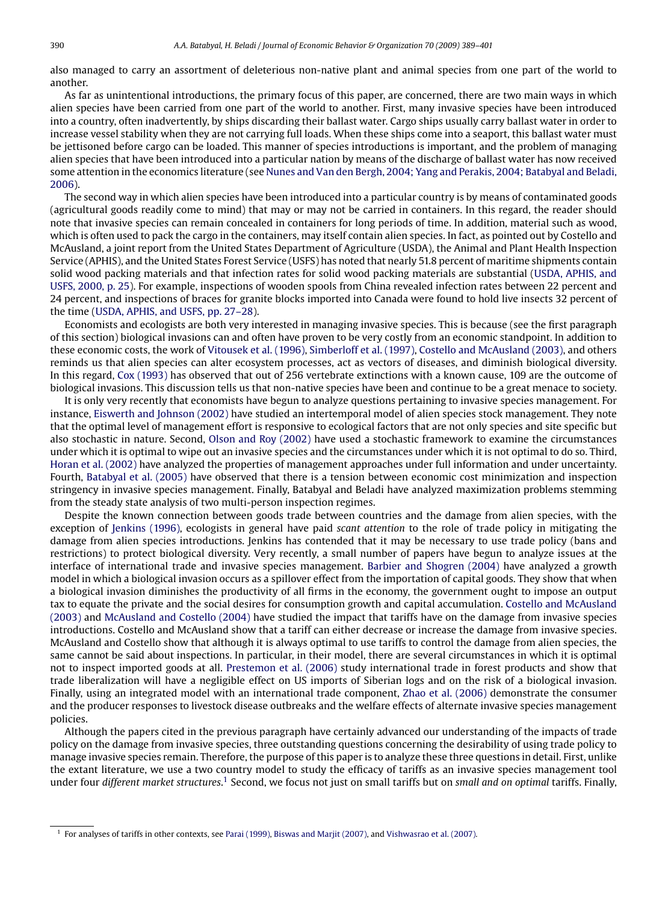also managed to carry an assortment of deleterious non-native plant and animal species from one part of the world to another.

As far as unintentional introductions, the primary focus of this paper, are concerned, there are two main ways in which alien species have been carried from one part of the world to another. First, many invasive species have been introduced into a country, often inadvertently, by ships discarding their ballast water. Cargo ships usually carry ballast water in order to increase vessel stability when they are not carrying full loads. When these ships come into a seaport, this ballast water must be jettisoned before cargo can be loaded. This manner of species introductions is important, and the problem of managing alien species that have been introduced into a particular nation by means of the discharge of ballast water has now received some attention in the economics literature (see Nunes and Van den Bergh, 2004; Yang and Perakis, 2004; Batabyal and Beladi, 2006).

The second way in which alien species have been introduced into a particular country is by means of contaminated goods (agricultural goods readily come to mind) that may or may not be carried in containers. In this regard, the reader should note that invasive species can remain concealed in containers for long periods of time. In addition, material such as wood, which is often used to pack the cargo in the containers, may itself contain alien species. In fact, as pointed out by Costello and McAusland, a joint report from the United States Department of Agriculture (USDA), the Animal and Plant Health Inspection Service (APHIS), and the United States Forest Service (USFS) has noted that nearly 51.8 percent of maritime shipments contain solid wood packing materials and that infection rates for solid wood packing materials are substantial (USDA, APHIS, and USFS, 2000, p. 25). For example, inspections of wooden spools from China revealed infection rates between 22 percent and 24 percent, and inspections of braces for granite blocks imported into Canada were found to hold live insects 32 percent of the time (USDA, APHIS, and USFS, pp. 27–28).

Economists and ecologists are both very interested in managing invasive species. This is because (see the first paragraph of this section) biological invasions can and often have proven to be very costly from an economic standpoint. In addition to these economic costs, the work of Vitousek et al. (1996), Simberloff et al. (1997), Costello and McAusland (2003), and others reminds us that alien species can alter ecosystem processes, act as vectors of diseases, and diminish biological diversity. In this regard, Cox (1993) has observed that out of 256 vertebrate extinctions with a known cause, 109 are the outcome of biological invasions. This discussion tells us that non-native species have been and continue to be a great menace to society.

It is only very recently that economists have begun to analyze questions pertaining to invasive species management. For instance, Eiswerth and Johnson (2002) have studied an intertemporal model of alien species stock management. They note that the optimal level of management effort is responsive to ecological factors that are not only species and site specific but also stochastic in nature. Second, Olson and Roy (2002) have used a stochastic framework to examine the circumstances under which it is optimal to wipe out an invasive species and the circumstances under which it is not optimal to do so. Third, Horan et al. (2002) have analyzed the properties of management approaches under full information and under uncertainty. Fourth, Batabyal et al. (2005) have observed that there is a tension between economic cost minimization and inspection stringency in invasive species management. Finally, Batabyal and Beladi have analyzed maximization problems stemming from the steady state analysis of two multi-person inspection regimes.

Despite the known connection between goods trade between countries and the damage from alien species, with the exception of Jenkins (1996), ecologists in general have paid *scant attention* to the role of trade policy in mitigating the damage from alien species introductions. Jenkins has contended that it may be necessary to use trade policy (bans and restrictions) to protect biological diversity. Very recently, a small number of papers have begun to analyze issues at the interface of international trade and invasive species management. Barbier and Shogren (2004) have analyzed a growth model in which a biological invasion occurs as a spillover effect from the importation of capital goods. They show that when a biological invasion diminishes the productivity of all firms in the economy, the government ought to impose an output tax to equate the private and the social desires for consumption growth and capital accumulation. Costello and McAusland (2003) and McAusland and Costello (2004) have studied the impact that tariffs have on the damage from invasive species introductions. Costello and McAusland show that a tariff can either decrease or increase the damage from invasive species. McAusland and Costello show that although it is always optimal to use tariffs to control the damage from alien species, the same cannot be said about inspections. In particular, in their model, there are several circumstances in which it is optimal not to inspect imported goods at all. Prestemon et al. (2006) study international trade in forest products and show that trade liberalization will have a negligible effect on US imports of Siberian logs and on the risk of a biological invasion. Finally, using an integrated model with an international trade component, Zhao et al. (2006) demonstrate the consumer and the producer responses to livestock disease outbreaks and the welfare effects of alternate invasive species management policies.

Although the papers cited in the previous paragraph have certainly advanced our understanding of the impacts of trade policy on the damage from invasive species, three outstanding questions concerning the desirability of using trade policy to manage invasive species remain. Therefore, the purpose of this paper is to analyze these three questions in detail. First, unlike the extant literature, we use a two country model to study the efficacy of tariffs as an invasive species management tool under four *different market structures*.[1] Second, we focus not just on small tariffs but on *small and on optimal* tariffs. Finally,

[1] For analyses of tariffs in other contexts, see Parai (1999), Biswas and Marjit (2007), and Vishwasrao et al. (2007).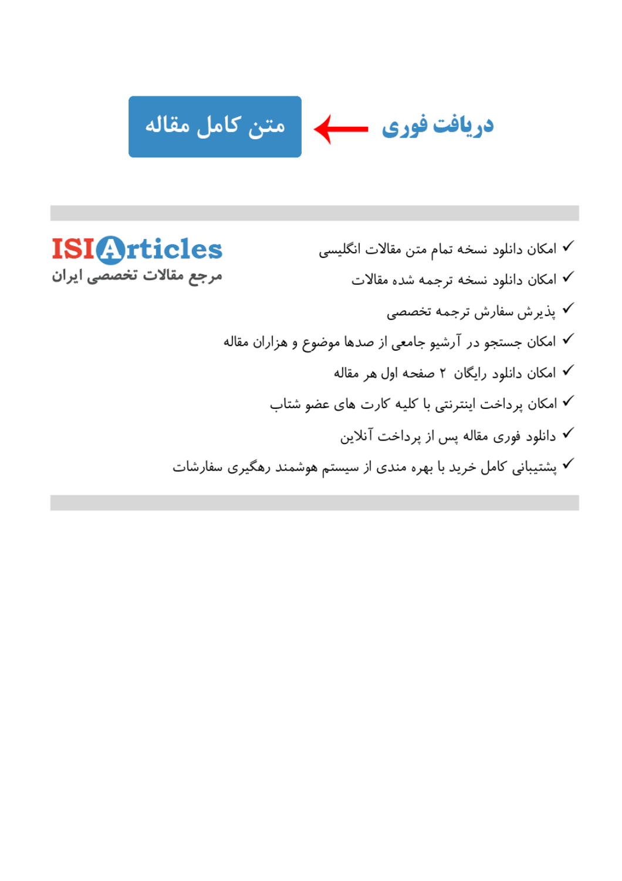دریافت فوری ← متن کامل مقاله

ISIArticles
مرجع مقالات تخصصی ایران

- ✓ امکان دانلود نسخه تمام متن مقالات انگلیسی
- ✓ امکان دانلود نسخه ترجمه شده مقالات
- ✓ پذیرش سفارش ترجمه تخصصی
- ✓ امکان جستجو در آرشیو جامعی از صدها موضوع و هزاران مقاله
- ✓ امکان دانلود رایگان ۲ صفحه اول هر مقاله
- ✓ امکان پرداخت اینترنتی با کلیه کارت های عضو شتاب
- ✓ دانلود فوری مقاله پس از پرداخت آنلاین
- ✓ پشتیبانی کامل خرید با بهره مندی از سیستم هوشمند رهگیری سفارشات